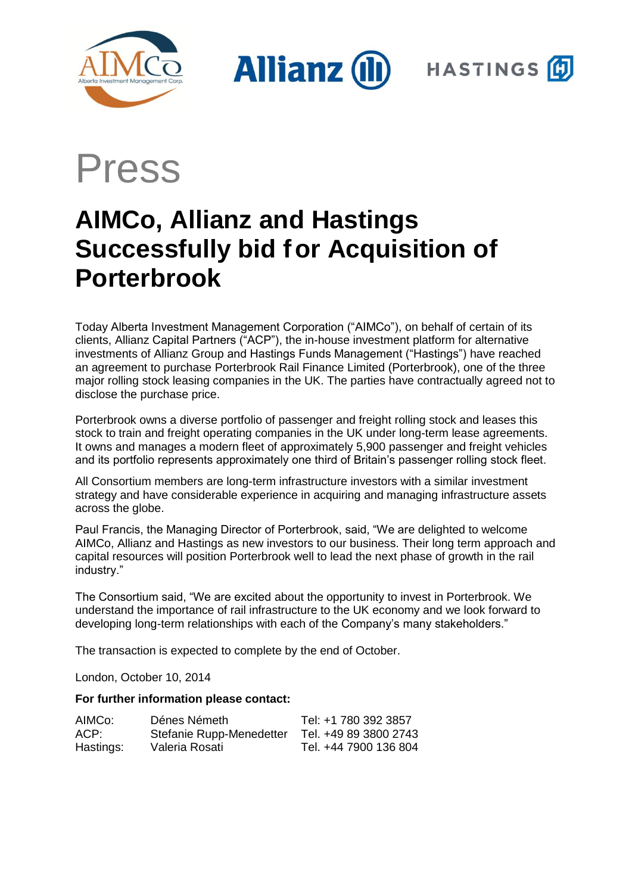# Press

## AIMCo, Allianz and Hastings Successfully bid for Acquisition of Porterbrook

Today Alberta Investment Management Corporation ("AIMCo"), on behalf of certain of its clients, Allianz Capital Partners ("ACP"), the in-house investment platform for alternative investments of Allianz Group and Hastings Funds Management ("Hastings") have reached an agreement to purchase Porterbrook Rail Finance Limited (Porterbrook), one of the three major rolling stock leasing companies in the UK. The parties have contractually agreed not to disclose the purchase price.

Porterbrook owns a diverse portfolio of passenger and freight rolling stock and leases this stock to train and freight operating companies in the UK under long-term lease agreements. It owns and manages a modern fleet of approximately 5,900 passenger and freight vehicles and its portfolio represents approximately one third of Britain's passenger rolling stock fleet.

All Consortium members are long-term infrastructure investors with a similar investment strategy and have considerable experience in acquiring and managing infrastructure assets across the globe.

Paul Francis, the Managing Director of Porterbrook, said, "We are delighted to welcome AIMCo, Allianz and Hastings as new investors to our business. Their long term approach and capital resources will position Porterbrook well to lead the next phase of growth in the rail industry."

The Consortium said, "We are excited about the opportunity to invest in Porterbrook. We understand the importance of rail infrastructure to the UK economy and we look forward to developing long-term relationships with each of the Company's many stakeholders."

The transaction is expected to complete by the end of October.

London, October 10, 2014

**For further information please contact:**

| | | |
|---|---|---|
| AIMCo: | Dénes Németh | Tel: +1 780 392 3857 |
| ACP: | Stefanie Rupp-Menedetter | Tel. +49 89 3800 2743 |
| Hastings: | Valeria Rosati | Tel. +44 7900 136 804 |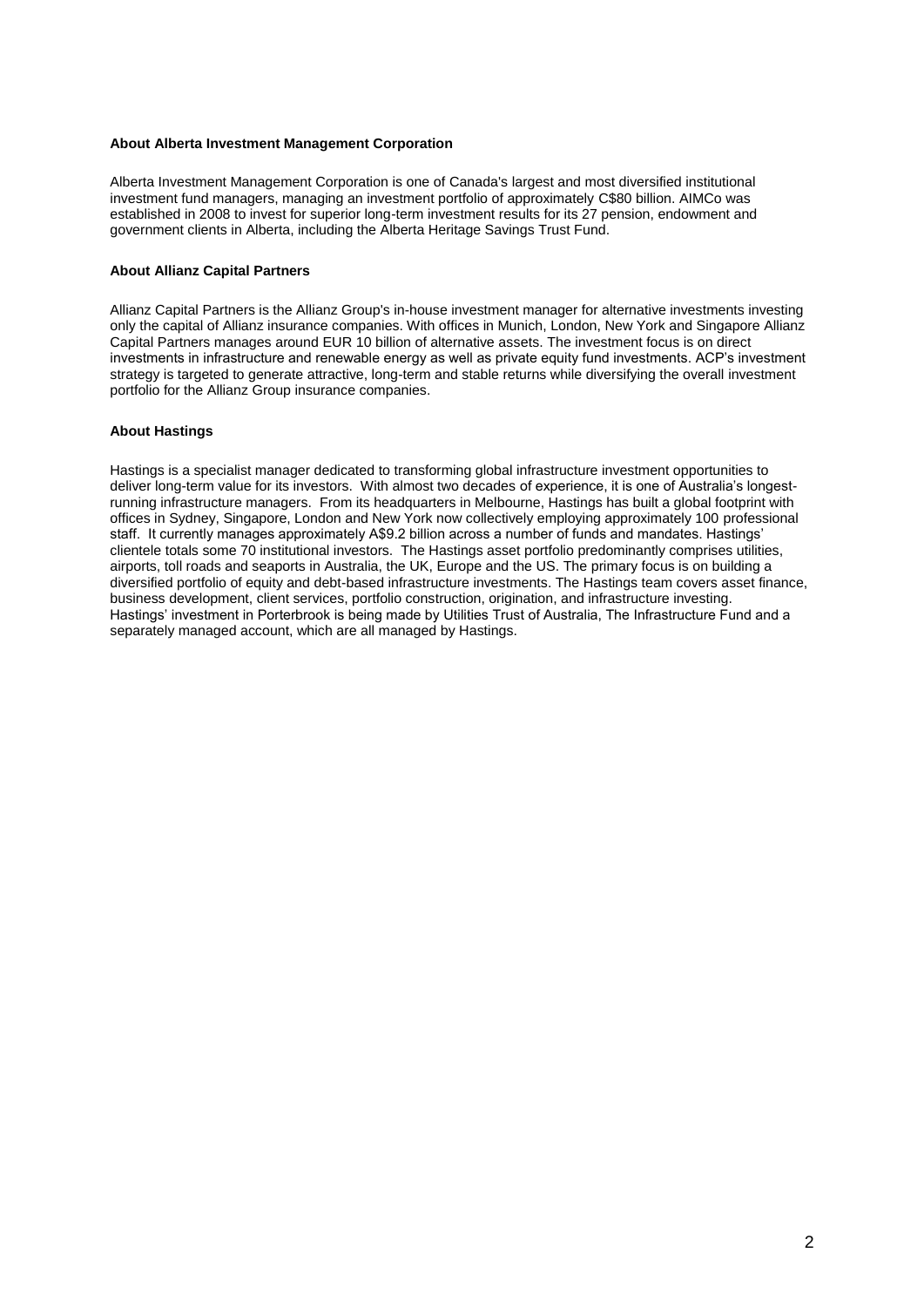**About Alberta Investment Management Corporation**

Alberta Investment Management Corporation is one of Canada's largest and most diversified institutional investment fund managers, managing an investment portfolio of approximately C$80 billion. AIMCo was established in 2008 to invest for superior long-term investment results for its 27 pension, endowment and government clients in Alberta, including the Alberta Heritage Savings Trust Fund.

**About Allianz Capital Partners**

Allianz Capital Partners is the Allianz Group's in-house investment manager for alternative investments investing only the capital of Allianz insurance companies. With offices in Munich, London, New York and Singapore Allianz Capital Partners manages around EUR 10 billion of alternative assets. The investment focus is on direct investments in infrastructure and renewable energy as well as private equity fund investments. ACP's investment strategy is targeted to generate attractive, long-term and stable returns while diversifying the overall investment portfolio for the Allianz Group insurance companies.

**About Hastings**

Hastings is a specialist manager dedicated to transforming global infrastructure investment opportunities to deliver long-term value for its investors. With almost two decades of experience, it is one of Australia's longest-running infrastructure managers. From its headquarters in Melbourne, Hastings has built a global footprint with offices in Sydney, Singapore, London and New York now collectively employing approximately 100 professional staff. It currently manages approximately A$9.2 billion across a number of funds and mandates. Hastings' clientele totals some 70 institutional investors. The Hastings asset portfolio predominantly comprises utilities, airports, toll roads and seaports in Australia, the UK, Europe and the US. The primary focus is on building a diversified portfolio of equity and debt-based infrastructure investments. The Hastings team covers asset finance, business development, client services, portfolio construction, origination, and infrastructure investing. Hastings' investment in Porterbrook is being made by Utilities Trust of Australia, The Infrastructure Fund and a separately managed account, which are all managed by Hastings.